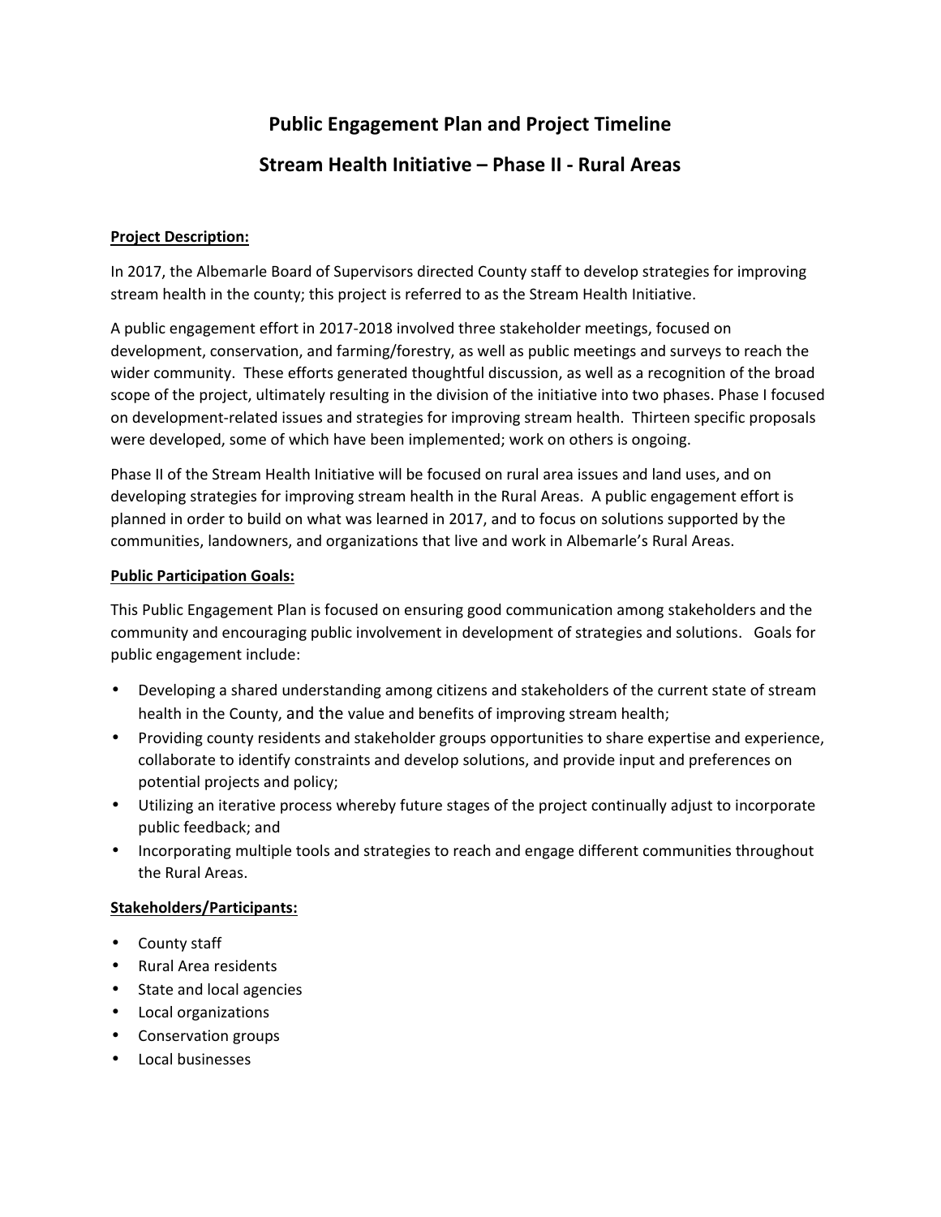# Public Engagement Plan and Project Timeline

## Stream Health Initiative – Phase II - Rural Areas

**Project Description:**

In 2017, the Albemarle Board of Supervisors directed County staff to develop strategies for improving stream health in the county; this project is referred to as the Stream Health Initiative.

A public engagement effort in 2017-2018 involved three stakeholder meetings, focused on development, conservation, and farming/forestry, as well as public meetings and surveys to reach the wider community. These efforts generated thoughtful discussion, as well as a recognition of the broad scope of the project, ultimately resulting in the division of the initiative into two phases. Phase I focused on development-related issues and strategies for improving stream health. Thirteen specific proposals were developed, some of which have been implemented; work on others is ongoing.

Phase II of the Stream Health Initiative will be focused on rural area issues and land uses, and on developing strategies for improving stream health in the Rural Areas. A public engagement effort is planned in order to build on what was learned in 2017, and to focus on solutions supported by the communities, landowners, and organizations that live and work in Albemarle's Rural Areas.

**Public Participation Goals:**

This Public Engagement Plan is focused on ensuring good communication among stakeholders and the community and encouraging public involvement in development of strategies and solutions. Goals for public engagement include:

- Developing a shared understanding among citizens and stakeholders of the current state of stream health in the County, and the value and benefits of improving stream health;
- Providing county residents and stakeholder groups opportunities to share expertise and experience, collaborate to identify constraints and develop solutions, and provide input and preferences on potential projects and policy;
- Utilizing an iterative process whereby future stages of the project continually adjust to incorporate public feedback; and
- Incorporating multiple tools and strategies to reach and engage different communities throughout the Rural Areas.

**Stakeholders/Participants:**

- County staff
- Rural Area residents
- State and local agencies
- Local organizations
- Conservation groups
- Local businesses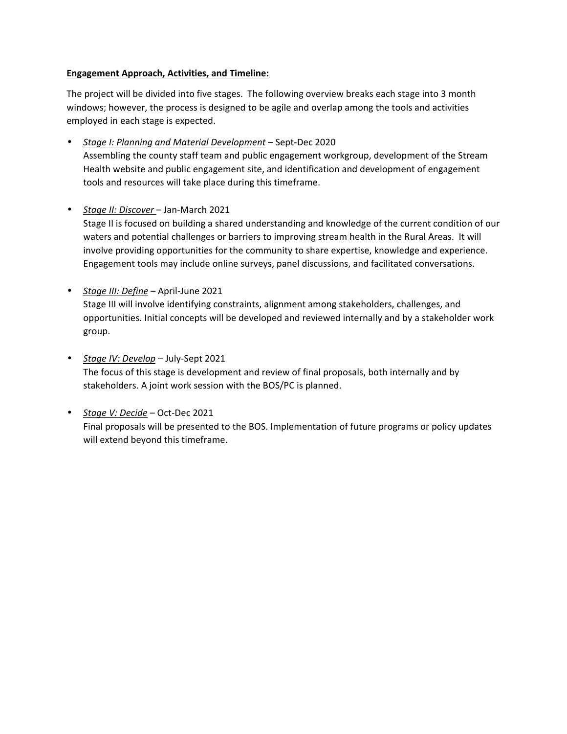**Engagement Approach, Activities, and Timeline:**

The project will be divided into five stages. The following overview breaks each stage into 3 month windows; however, the process is designed to be agile and overlap among the tools and activities employed in each stage is expected.

- *Stage I: Planning and Material Development* – Sept-Dec 2020
  Assembling the county staff team and public engagement workgroup, development of the Stream Health website and public engagement site, and identification and development of engagement tools and resources will take place during this timeframe.

- *Stage II: Discover* – Jan-March 2021
  Stage II is focused on building a shared understanding and knowledge of the current condition of our waters and potential challenges or barriers to improving stream health in the Rural Areas. It will involve providing opportunities for the community to share expertise, knowledge and experience. Engagement tools may include online surveys, panel discussions, and facilitated conversations.

- *Stage III: Define* – April-June 2021
  Stage III will involve identifying constraints, alignment among stakeholders, challenges, and opportunities. Initial concepts will be developed and reviewed internally and by a stakeholder work group.

- *Stage IV: Develop* – July-Sept 2021
  The focus of this stage is development and review of final proposals, both internally and by stakeholders. A joint work session with the BOS/PC is planned.

- *Stage V: Decide* – Oct-Dec 2021
  Final proposals will be presented to the BOS. Implementation of future programs or policy updates will extend beyond this timeframe.